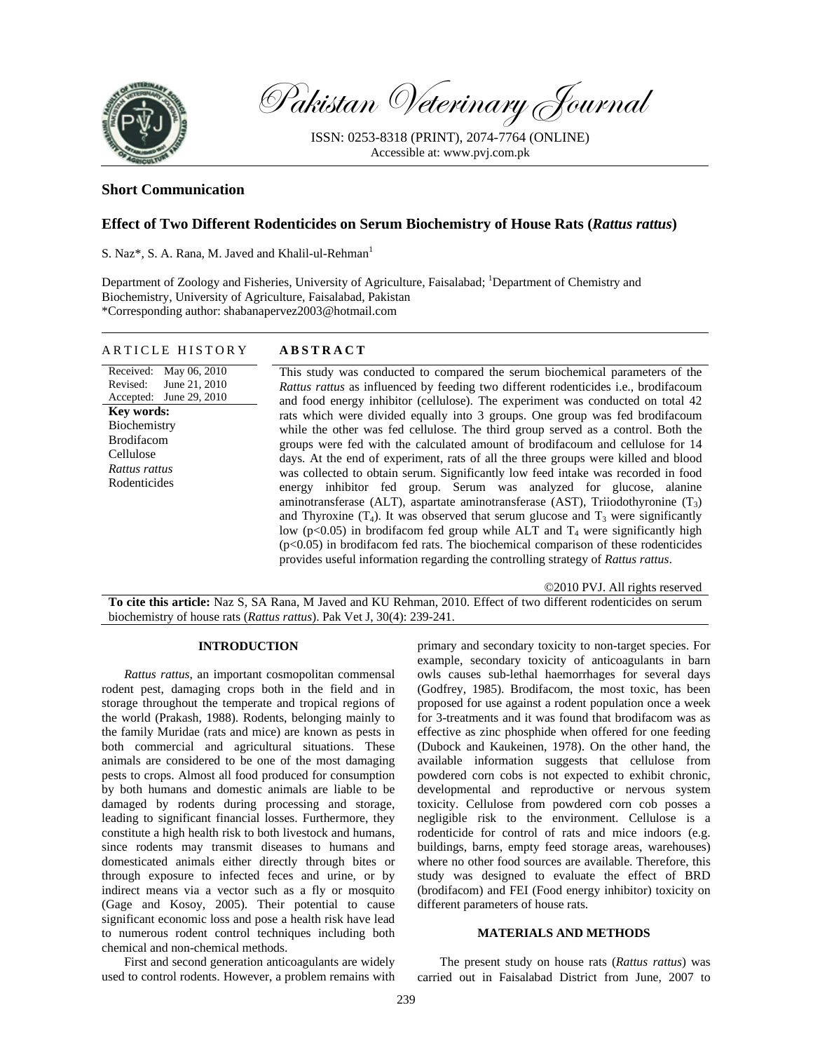Pakistan Veterinary Journal

ISSN: 0253-8318 (PRINT), 2074-7764 (ONLINE)
Accessible at: www.pvj.com.pk

**Short Communication**

## Effect of Two Different Rodenticides on Serum Biochemistry of House Rats (*Rattus rattus*)

S. Naz*, S. A. Rana, M. Javed and Khalil-ul-Rehman[1]

Department of Zoology and Fisheries, University of Agriculture, Faisalabad; [1]Department of Chemistry and Biochemistry, University of Agriculture, Faisalabad, Pakistan
*Corresponding author: shabanapervez2003@hotmail.com

**ARTICLE HISTORY**

Received: May 06, 2010
Revised: June 21, 2010
Accepted: June 29, 2010

**Key words:**
Biochemistry
Brodifacom
Cellulose
*Rattus rattus*
Rodenticides

**ABSTRACT**

This study was conducted to compared the serum biochemical parameters of the *Rattus rattus* as influenced by feeding two different rodenticides i.e., brodifacoum and food energy inhibitor (cellulose). The experiment was conducted on total 42 rats which were divided equally into 3 groups. One group was fed brodifacoum while the other was fed cellulose. The third group served as a control. Both the groups were fed with the calculated amount of brodifacoum and cellulose for 14 days. At the end of experiment, rats of all the three groups were killed and blood was collected to obtain serum. Significantly low feed intake was recorded in food energy inhibitor fed group. Serum was analyzed for glucose, alanine aminotransferase (ALT), aspartate aminotransferase (AST), Triiodothyronine ($T_3$) and Thyroxine ($T_4$). It was observed that serum glucose and $T_3$ were significantly low ($p<0.05$) in brodifacom fed group while ALT and $T_4$ were significantly high ($p<0.05$) in brodifacom fed rats. The biochemical comparison of these rodenticides provides useful information regarding the controlling strategy of *Rattus rattus*.

©2010 PVJ. All rights reserved

**To cite this article:** Naz S, SA Rana, M Javed and KU Rehman, 2010. Effect of two different rodenticides on serum biochemistry of house rats (*Rattus rattus*). Pak Vet J, 30(4): 239-241.

### INTRODUCTION

*Rattus rattus*, an important cosmopolitan commensal rodent pest, damaging crops both in the field and in storage throughout the temperate and tropical regions of the world (Prakash, 1988). Rodents, belonging mainly to the family Muridae (rats and mice) are known as pests in both commercial and agricultural situations. These animals are considered to be one of the most damaging pests to crops. Almost all food produced for consumption by both humans and domestic animals are liable to be damaged by rodents during processing and storage, leading to significant financial losses. Furthermore, they constitute a high health risk to both livestock and humans, since rodents may transmit diseases to humans and domesticated animals either directly through bites or through exposure to infected feces and urine, or by indirect means via a vector such as a fly or mosquito (Gage and Kosoy, 2005). Their potential to cause significant economic loss and pose a health risk have lead to numerous rodent control techniques including both chemical and non-chemical methods.

First and second generation anticoagulants are widely used to control rodents. However, a problem remains with primary and secondary toxicity to non-target species. For example, secondary toxicity of anticoagulants in barn owls causes sub-lethal haemorrhages for several days (Godfrey, 1985). Brodifacom, the most toxic, has been proposed for use against a rodent population once a week for 3-treatments and it was found that brodifacom was as effective as zinc phosphide when offered for one feeding (Dubock and Kaukeinen, 1978). On the other hand, the available information suggests that cellulose from powdered corn cobs is not expected to exhibit chronic, developmental and reproductive or nervous system toxicity. Cellulose from powdered corn cob posses a negligible risk to the environment. Cellulose is a rodenticide for control of rats and mice indoors (e.g. buildings, barns, empty feed storage areas, warehouses) where no other food sources are available. Therefore, this study was designed to evaluate the effect of BRD (brodifacom) and FEI (Food energy inhibitor) toxicity on different parameters of house rats.

### MATERIALS AND METHODS

The present study on house rats (*Rattus rattus*) was carried out in Faisalabad District from June, 2007 to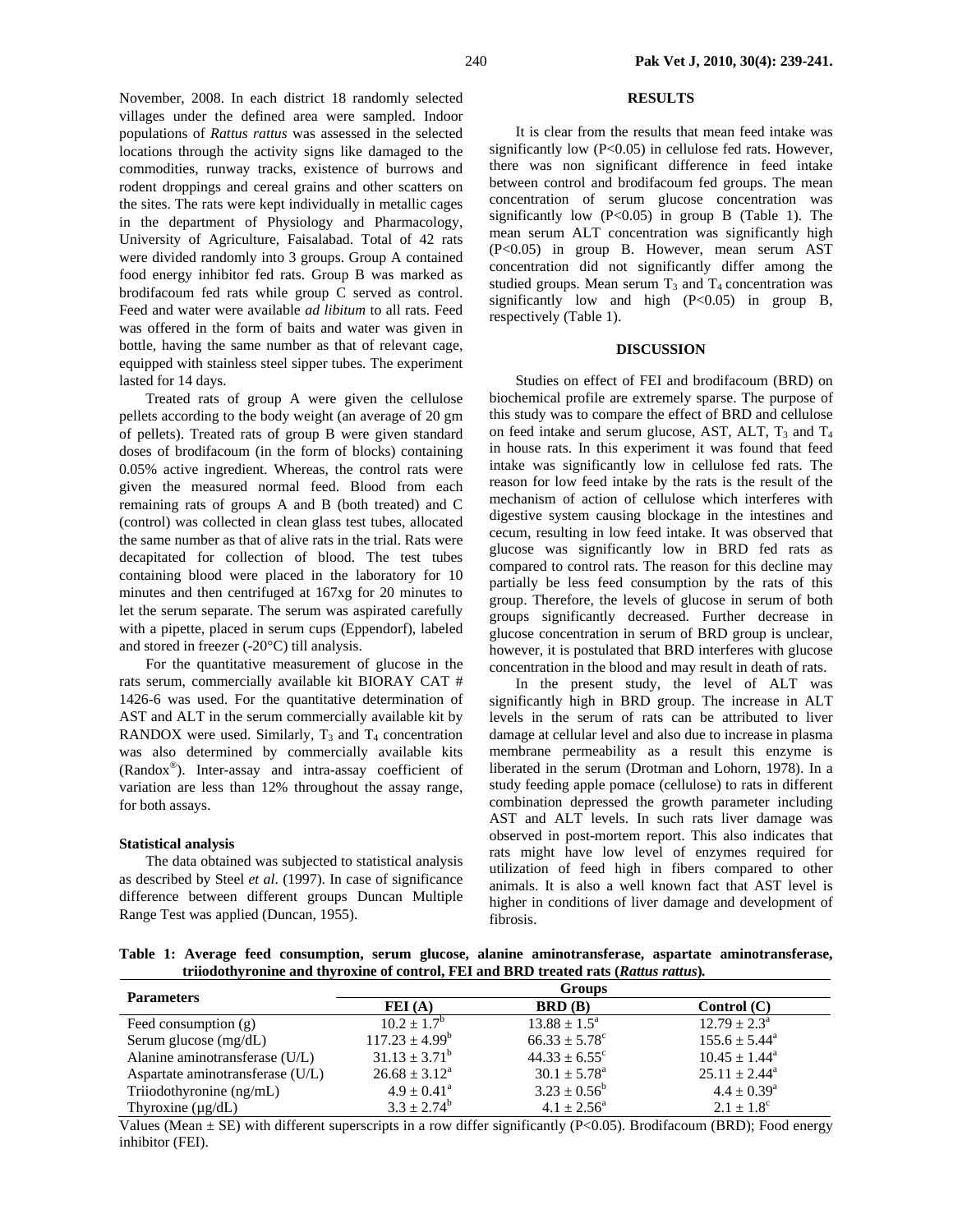November, 2008. In each district 18 randomly selected villages under the defined area were sampled. Indoor populations of *Rattus rattus* was assessed in the selected locations through the activity signs like damaged to the commodities, runway tracks, existence of burrows and rodent droppings and cereal grains and other scatters on the sites. The rats were kept individually in metallic cages in the department of Physiology and Pharmacology, University of Agriculture, Faisalabad. Total of 42 rats were divided randomly into 3 groups. Group A contained food energy inhibitor fed rats. Group B was marked as brodifacoum fed rats while group C served as control. Feed and water were available *ad libitum* to all rats. Feed was offered in the form of baits and water was given in bottle, having the same number as that of relevant cage, equipped with stainless steel sipper tubes. The experiment lasted for 14 days.

Treated rats of group A were given the cellulose pellets according to the body weight (an average of 20 gm of pellets). Treated rats of group B were given standard doses of brodifacoum (in the form of blocks) containing 0.05% active ingredient. Whereas, the control rats were given the measured normal feed. Blood from each remaining rats of groups A and B (both treated) and C (control) was collected in clean glass test tubes, allocated the same number as that of alive rats in the trial. Rats were decapitated for collection of blood. The test tubes containing blood were placed in the laboratory for 10 minutes and then centrifuged at 167xg for 20 minutes to let the serum separate. The serum was aspirated carefully with a pipette, placed in serum cups (Eppendorf), labeled and stored in freezer (-20°C) till analysis.

For the quantitative measurement of glucose in the rats serum, commercially available kit BIORAY CAT # 1426-6 was used. For the quantitative determination of AST and ALT in the serum commercially available kit by RANDOX were used. Similarly, $T_3$ and $T_4$ concentration was also determined by commercially available kits (Randox®). Inter-assay and intra-assay coefficient of variation are less than 12% throughout the assay range, for both assays.

#### Statistical analysis

The data obtained was subjected to statistical analysis as described by Steel *et al*. (1997). In case of significance difference between different groups Duncan Multiple Range Test was applied (Duncan, 1955).

## RESULTS

It is clear from the results that mean feed intake was significantly low ($P<0.05$) in cellulose fed rats. However, there was non significant difference in feed intake between control and brodifacoum fed groups. The mean concentration of serum glucose concentration was significantly low ($P<0.05$) in group B (Table 1). The mean serum ALT concentration was significantly high ($P<0.05$) in group B. However, mean serum AST concentration did not significantly differ among the studied groups. Mean serum $T_3$ and $T_4$ concentration was significantly low and high ($P<0.05$) in group B, respectively (Table 1).

## DISCUSSION

Studies on effect of FEI and brodifacoum (BRD) on biochemical profile are extremely sparse. The purpose of this study was to compare the effect of BRD and cellulose on feed intake and serum glucose, AST, ALT, $T_3$ and $T_4$ in house rats. In this experiment it was found that feed intake was significantly low in cellulose fed rats. The reason for low feed intake by the rats is the result of the mechanism of action of cellulose which interferes with digestive system causing blockage in the intestines and cecum, resulting in low feed intake. It was observed that glucose was significantly low in BRD fed rats as compared to control rats. The reason for this decline may partially be less feed consumption by the rats of this group. Therefore, the levels of glucose in serum of both groups significantly decreased. Further decrease in glucose concentration in serum of BRD group is unclear, however, it is postulated that BRD interferes with glucose concentration in the blood and may result in death of rats.

In the present study, the level of ALT was significantly high in BRD group. The increase in ALT levels in the serum of rats can be attributed to liver damage at cellular level and also due to increase in plasma membrane permeability as a result this enzyme is liberated in the serum (Drotman and Lohorn, 1978). In a study feeding apple pomace (cellulose) to rats in different combination depressed the growth parameter including AST and ALT levels. In such rats liver damage was observed in post-mortem report. This also indicates that rats might have low level of enzymes required for utilization of feed high in fibers compared to other animals. It is also a well known fact that AST level is higher in conditions of liver damage and development of fibrosis.

**Table 1: Average feed consumption, serum glucose, alanine aminotransferase, aspartate aminotransferase, triiodothyronine and thyroxine of control, FEI and BRD treated rats (*Rattus rattus*).**

| Parameters | Groups | | |
|---|---|---|---|
| | FEI (A) | BRD (B) | Control (C) |
| Feed consumption (g) | $10.2 \pm 1.7^b$ | $13.88 \pm 1.5^a$ | $12.79 \pm 2.3^a$ |
| Serum glucose (mg/dL) | $117.23 \pm 4.99^b$ | $66.33 \pm 5.78^c$ | $155.6 \pm 5.44^a$ |
| Alanine aminotransferase (U/L) | $31.13 \pm 3.71^b$ | $44.33 \pm 6.55^c$ | $10.45 \pm 1.44^a$ |
| Aspartate aminotransferase (U/L) | $26.68 \pm 3.12^a$ | $30.1 \pm 5.78^a$ | $25.11 \pm 2.44^a$ |
| Triiodothyronine (ng/mL) | $4.9 \pm 0.41^a$ | $3.23 \pm 0.56^b$ | $4.4 \pm 0.39^a$ |
| Thyroxine (µg/dL) | $3.3 \pm 2.74^b$ | $4.1 \pm 2.56^a$ | $2.1 \pm 1.8^c$ |

Values (Mean ± SE) with different superscripts in a row differ significantly ($P<0.05$). Brodifacoum (BRD); Food energy inhibitor (FEI).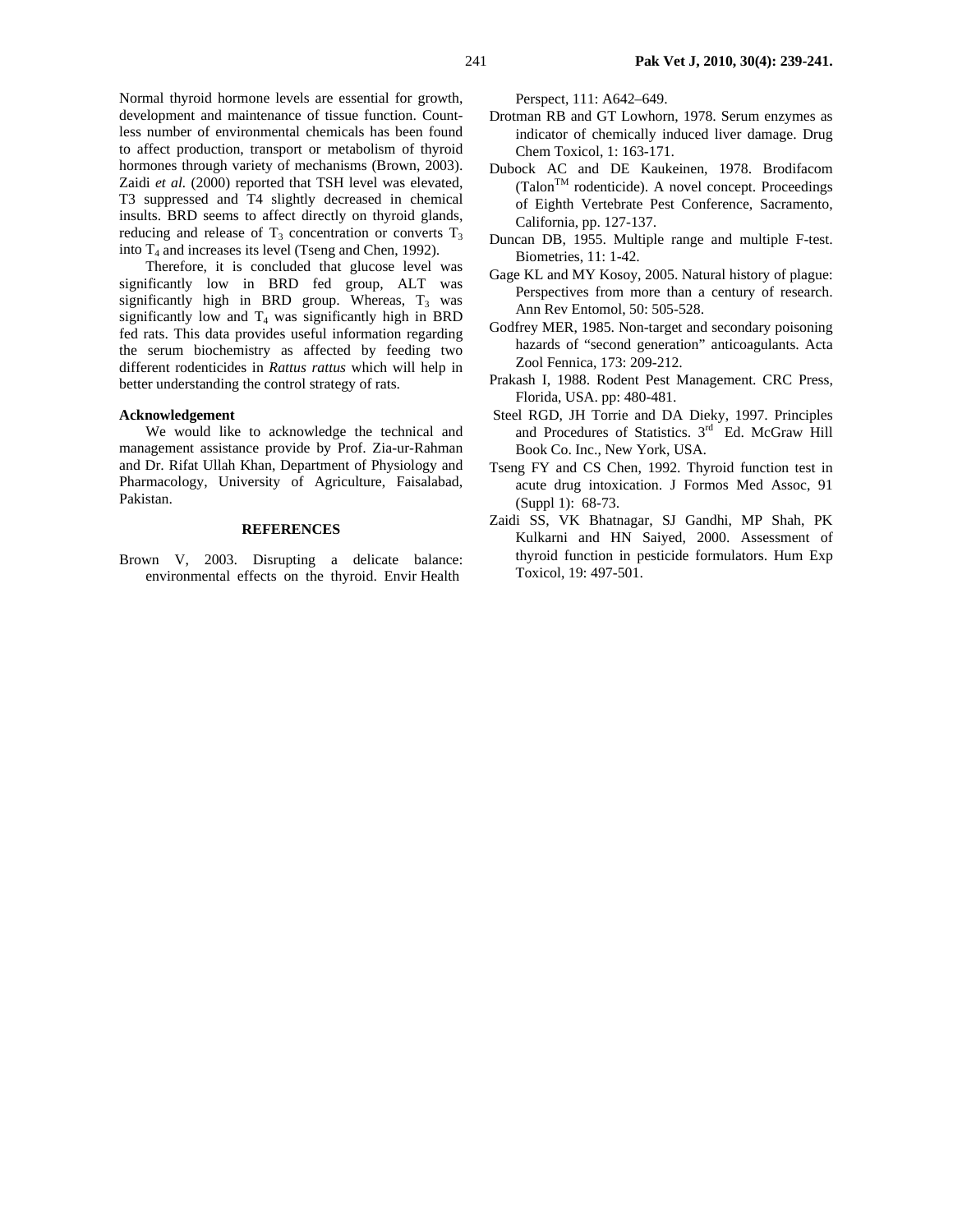Normal thyroid hormone levels are essential for growth, development and maintenance of tissue function. Countless number of environmental chemicals has been found to affect production, transport or metabolism of thyroid hormones through variety of mechanisms (Brown, 2003). Zaidi *et al.* (2000) reported that TSH level was elevated, T3 suppressed and T4 slightly decreased in chemical insults. BRD seems to affect directly on thyroid glands, reducing and release of $T_3$ concentration or converts $T_3$ into $T_4$ and increases its level (Tseng and Chen, 1992).

Therefore, it is concluded that glucose level was significantly low in BRD fed group, ALT was significantly high in BRD group. Whereas, $T_3$ was significantly low and $T_4$ was significantly high in BRD fed rats. This data provides useful information regarding the serum biochemistry as affected by feeding two different rodenticides in *Rattus rattus* which will help in better understanding the control strategy of rats.

**Acknowledgement**

We would like to acknowledge the technical and management assistance provide by Prof. Zia-ur-Rahman and Dr. Rifat Ullah Khan, Department of Physiology and Pharmacology, University of Agriculture, Faisalabad, Pakistan.

## REFERENCES

Brown V, 2003. Disrupting a delicate balance: environmental effects on the thyroid. Envir Health Perspect, 111: A642–649.

Drotman RB and GT Lowhorn, 1978. Serum enzymes as indicator of chemically induced liver damage. Drug Chem Toxicol, 1: 163-171.

Dubock AC and DE Kaukeinen, 1978. Brodifacom (Talon™ rodenticide). A novel concept. Proceedings of Eighth Vertebrate Pest Conference, Sacramento, California, pp. 127-137.

Duncan DB, 1955. Multiple range and multiple F-test. Biometries, 11: 1-42.

Gage KL and MY Kosoy, 2005. Natural history of plague: Perspectives from more than a century of research. Ann Rev Entomol, 50: 505-528.

Godfrey MER, 1985. Non-target and secondary poisoning hazards of "second generation" anticoagulants. Acta Zool Fennica, 173: 209-212.

Prakash I, 1988. Rodent Pest Management. CRC Press, Florida, USA. pp: 480-481.

Steel RGD, JH Torrie and DA Dieky, 1997. Principles and Procedures of Statistics. 3rd Ed. McGraw Hill Book Co. Inc., New York, USA.

Tseng FY and CS Chen, 1992. Thyroid function test in acute drug intoxication. J Formos Med Assoc, 91 (Suppl 1): 68-73.

Zaidi SS, VK Bhatnagar, SJ Gandhi, MP Shah, PK Kulkarni and HN Saiyed, 2000. Assessment of thyroid function in pesticide formulators. Hum Exp Toxicol, 19: 497-501.